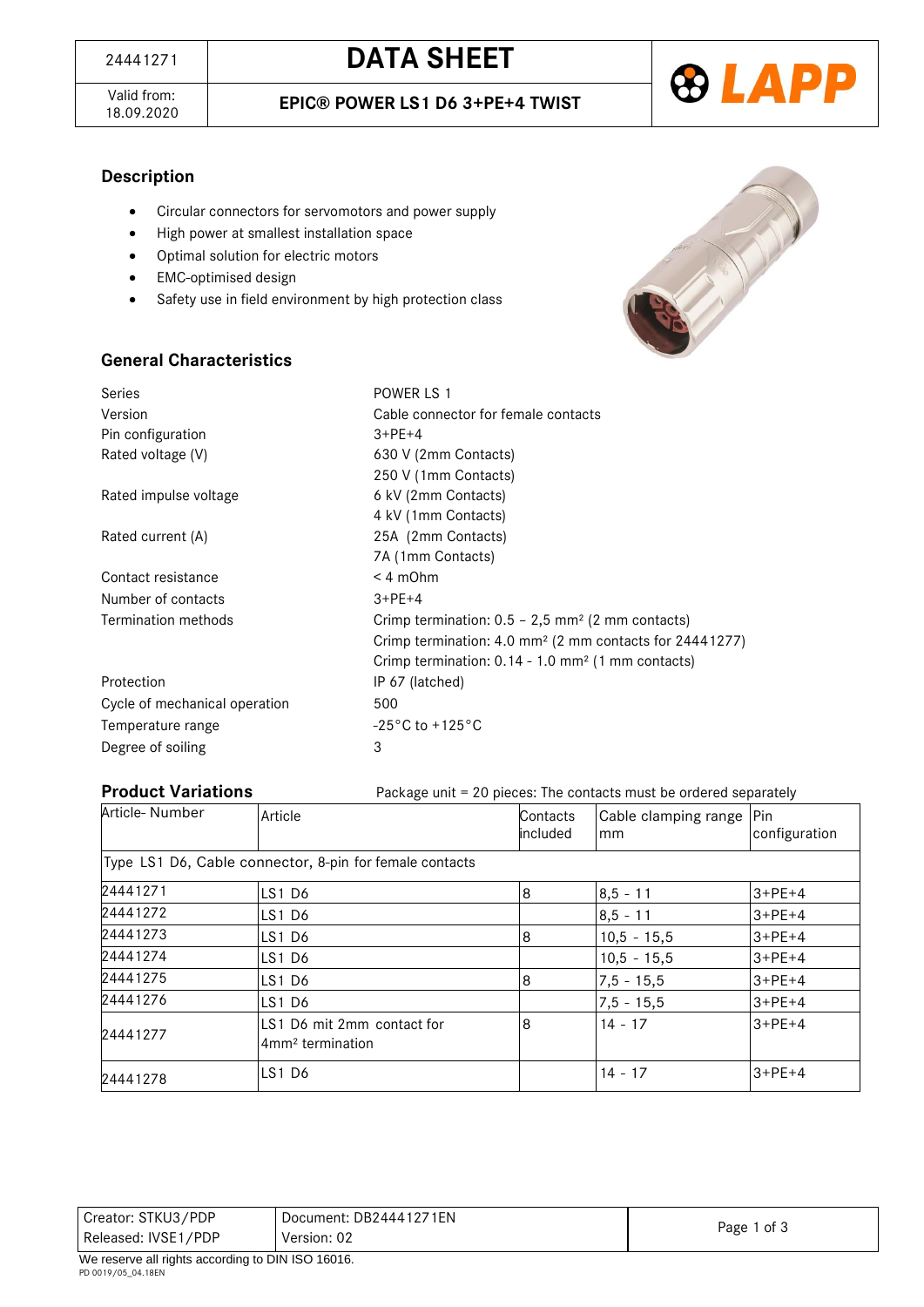| 24441271 | DATA SHEET |
| --- | --- |
| Valid from: 18.09.2020 | EPIC® POWER LS1 D6 3+PE+4 TWIST |

## Description

- Circular connectors for servomotors and power supply
- High power at smallest installation space
- Optimal solution for electric motors
- EMC-optimised design
- Safety use in field environment by high protection class

## General Characteristics

| | |
| --- | --- |
| Series | POWER LS 1 |
| Version | Cable connector for female contacts |
| Pin configuration | 3+PE+4 |
| Rated voltage (V) | 630 V (2mm Contacts)<br>250 V (1mm Contacts) |
| Rated impulse voltage | 6 kV (2mm Contacts)<br>4 kV (1mm Contacts) |
| Rated current (A) | 25A (2mm Contacts)<br>7A (1mm Contacts) |
| Contact resistance | < 4 mOhm |
| Number of contacts | 3+PE+4 |
| Termination methods | Crimp termination: 0.5 – 2,5 mm² (2 mm contacts)<br>Crimp termination: 4.0 mm² (2 mm contacts for 24441277)<br>Crimp termination: 0.14 - 1.0 mm² (1 mm contacts) |
| Protection | IP 67 (latched) |
| Cycle of mechanical operation | 500 |
| Temperature range | -25°C to +125°C |
| Degree of soiling | 3 |

## Product Variations

Package unit = 20 pieces: The contacts must be ordered separately

| Article- Number | Article | Contacts included | Cable clamping range mm | Pin configuration |
| --- | --- | --- | --- | --- |
| Type LS1 D6, Cable connector, 8-pin for female contacts | | | | |
| 24441271 | LS1 D6 | 8 | 8,5 - 11 | 3+PE+4 |
| 24441272 | LS1 D6 | | 8,5 - 11 | 3+PE+4 |
| 24441273 | LS1 D6 | 8 | 10,5 - 15,5 | 3+PE+4 |
| 24441274 | LS1 D6 | | 10,5 - 15,5 | 3+PE+4 |
| 24441275 | LS1 D6 | 8 | 7,5 - 15,5 | 3+PE+4 |
| 24441276 | LS1 D6 | | 7,5 - 15,5 | 3+PE+4 |
| 24441277 | LS1 D6 mit 2mm contact for 4mm² termination | 8 | 14 - 17 | 3+PE+4 |
| 24441278 | LS1 D6 | | 14 - 17 | 3+PE+4 |

| | |
| --- | --- |
| Creator: STKU3/PDP<br>Released: IVSE1/PDP | Document: DB24441271EN<br>Version: 02 |

We reserve all rights according to DIN ISO 16016.

PD 0019/05_04.18EN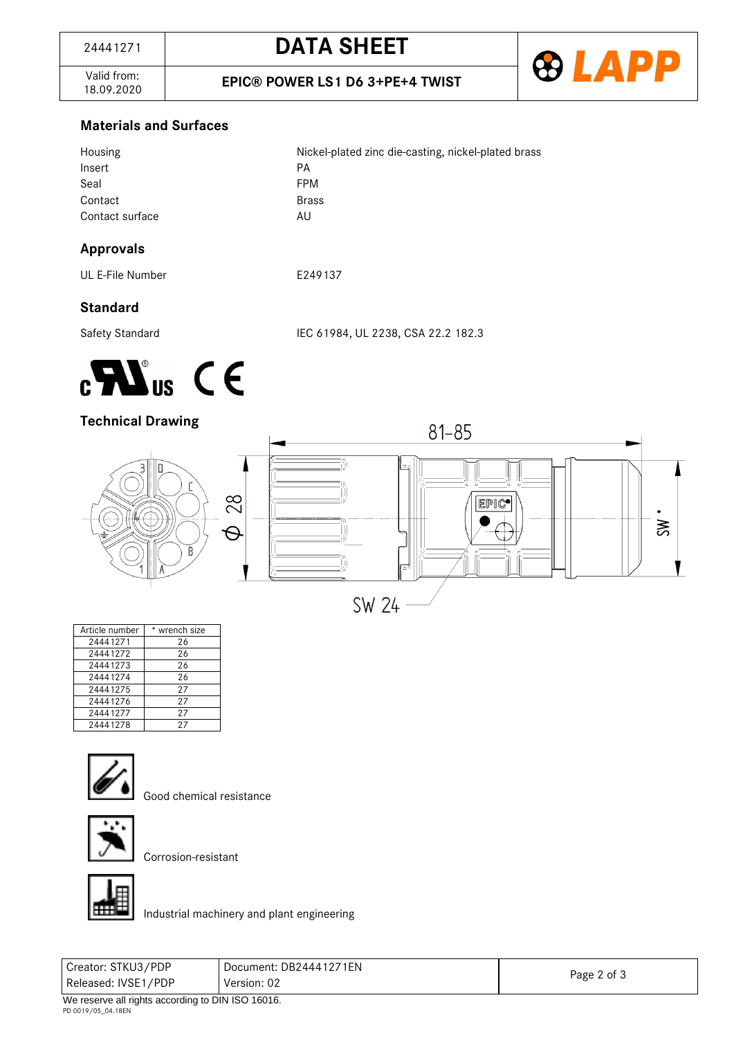## Materials and Surfaces

| | |
|---|---|
| Housing | Nickel-plated zinc die-casting, nickel-plated brass |
| Insert | PA |
| Seal | FPM |
| Contact | Brass |
| Contact surface | AU |

## Approvals

| | |
|---|---|
| UL E-File Number | E249137 |

## Standard

| | |
|---|---|
| Safety Standard | IEC 61984, UL 2238, CSA 22.2 182.3 |

## Technical Drawing

| Article number | * wrench size |
|---|---|
| 24441271 | 26 |
| 24441272 | 26 |
| 24441273 | 26 |
| 24441274 | 26 |
| 24441275 | 27 |
| 24441276 | 27 |
| 24441277 | 27 |
| 24441278 | 27 |

Good chemical resistance

Corrosion-resistant

Industrial machinery and plant engineering

| | |
|---|---|
| Creator: STKU3/PDP | Document: DB24441271EN |
| Released: IVSE1/PDP | Version: 02 |

We reserve all rights according to DIN ISO 16016.

PD 0019/05_04.18EN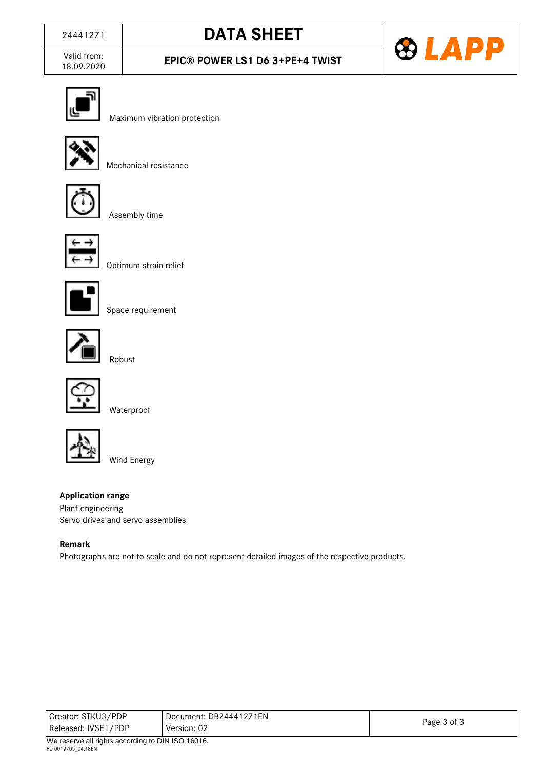Maximum vibration protection

Mechanical resistance

Assembly time

Optimum strain relief

Space requirement

Robust

Waterproof

Wind Energy

**Application range**

Plant engineering
Servo drives and servo assemblies

**Remark**

Photographs are not to scale and do not represent detailed images of the respective products.